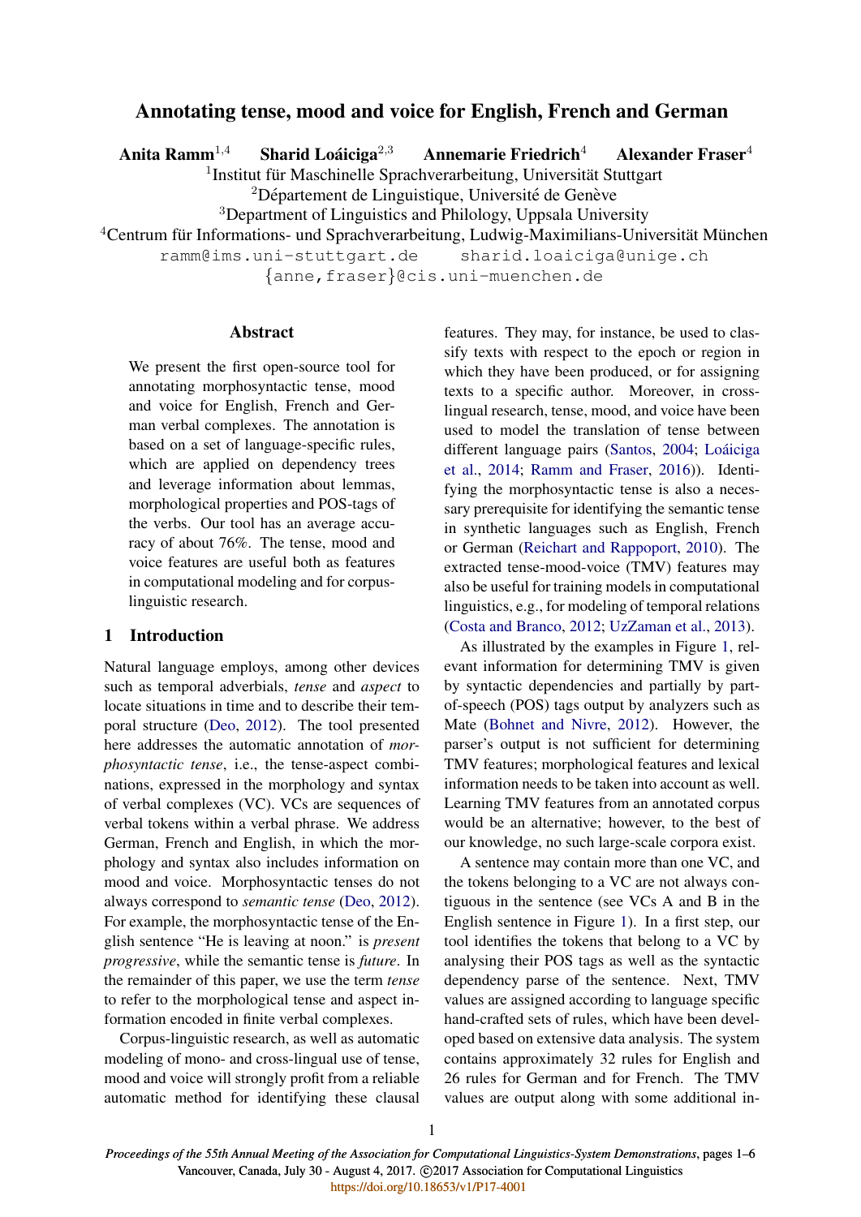# Annotating tense, mood and voice for English, French and German

**Anita Ramm**[1,4] **Sharid Loáiciga**[2,3] **Annemarie Friedrich**[4] **Alexander Fraser**[4]

[1]Institut für Maschinelle Sprachverarbeitung, Universität Stuttgart
[2]Département de Linguistique, Université de Genève
[3]Department of Linguistics and Philology, Uppsala University
[4]Centrum für Informations- und Sprachverarbeitung, Ludwig-Maximilians-Universität München

ramm@ims.uni-stuttgart.de sharid.loaiciga@unige.ch
{anne,fraser}@cis.uni-muenchen.de

## Abstract

We present the first open-source tool for annotating morphosyntactic tense, mood and voice for English, French and German verbal complexes. The annotation is based on a set of language-specific rules, which are applied on dependency trees and leverage information about lemmas, morphological properties and POS-tags of the verbs. Our tool has an average accuracy of about 76%. The tense, mood and voice features are useful both as features in computational modeling and for corpus-linguistic research.

## 1 Introduction

Natural language employs, among other devices such as temporal adverbials, *tense* and *aspect* to locate situations in time and to describe their temporal structure (Deo, 2012). The tool presented here addresses the automatic annotation of *morphosyntactic tense*, i.e., the tense-aspect combinations, expressed in the morphology and syntax of verbal complexes (VC). VCs are sequences of verbal tokens within a verbal phrase. We address German, French and English, in which the morphology and syntax also includes information on mood and voice. Morphosyntactic tenses do not always correspond to *semantic tense* (Deo, 2012). For example, the morphosyntactic tense of the English sentence "He is leaving at noon." is *present progressive*, while the semantic tense is *future*. In the remainder of this paper, we use the term *tense* to refer to the morphological tense and aspect information encoded in finite verbal complexes.

Corpus-linguistic research, as well as automatic modeling of mono- and cross-lingual use of tense, mood and voice will strongly profit from a reliable automatic method for identifying these clausal features. They may, for instance, be used to classify texts with respect to the epoch or region in which they have been produced, or for assigning texts to a specific author. Moreover, in cross-lingual research, tense, mood, and voice have been used to model the translation of tense between different language pairs (Santos, 2004; Loáiciga et al., 2014; Ramm and Fraser, 2016)). Identifying the morphosyntactic tense is also a necessary prerequisite for identifying the semantic tense in synthetic languages such as English, French or German (Reichart and Rappoport, 2010). The extracted tense-mood-voice (TMV) features may also be useful for training models in computational linguistics, e.g., for modeling of temporal relations (Costa and Branco, 2012; UzZaman et al., 2013).

As illustrated by the examples in Figure 1, relevant information for determining TMV is given by syntactic dependencies and partially by part-of-speech (POS) tags output by analyzers such as Mate (Bohnet and Nivre, 2012). However, the parser's output is not sufficient for determining TMV features; morphological features and lexical information needs to be taken into account as well. Learning TMV features from an annotated corpus would be an alternative; however, to the best of our knowledge, no such large-scale corpora exist.

A sentence may contain more than one VC, and the tokens belonging to a VC are not always contiguous in the sentence (see VCs A and B in the English sentence in Figure 1). In a first step, our tool identifies the tokens that belong to a VC by analysing their POS tags as well as the syntactic dependency parse of the sentence. Next, TMV values are assigned according to language specific hand-crafted sets of rules, which have been developed based on extensive data analysis. The system contains approximately 32 rules for English and 26 rules for German and for French. The TMV values are output along with some additional in-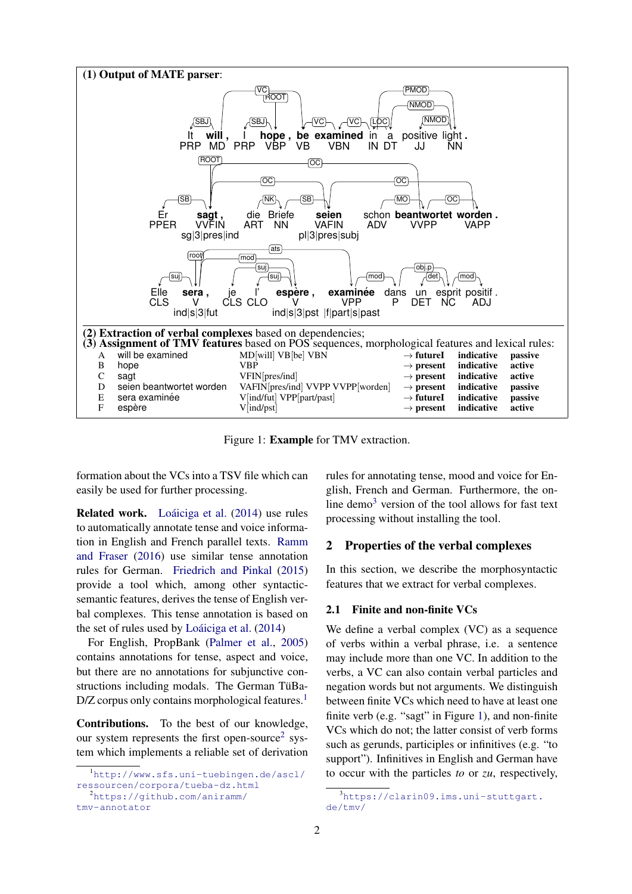**(1) Output of MATE parser**:

It will , I hope , be examined in a positive light .
PRP MD PRP VBP VB VBN IN DT JJ NN

Er sagt , die Briefe seien schon beantwortet worden .
PPER VVFIN ART NN VAFIN ADV VVPP VAPP
sg|3|pres|ind pl|3|pres|subj

Elle sera , je l' espère , examinée dans un esprit positif .
CLS V CLS CLO V VPP P DET NC ADJ
ind|s|3|fut ind|s|3|pst |f|part|s|past

**(2) Extraction of verbal complexes** based on dependencies;
**(3) Assignment of TMV features** based on POS sequences, morphological features and lexical rules:

| | | | | | | |
|---|---|---|---|---|---|---|
| A | will be examined | MD[will] VB[be] VBN | → **futureI** | **indicative** | **passive** |
| B | hope | VBP | → **present** | **indicative** | **active** |
| C | sagt | VFIN[pres/ind] | → **present** | **indicative** | **active** |
| D | seien beantwortet worden | VAFIN[pres/ind] VVPP VVPP[worden] | → **present** | **indicative** | **passive** |
| E | sera examinée | V[ind/fut] VPP[part/past] | → **futureI** | **indicative** | **passive** |
| F | espère | V[ind/pst] | → **present** | **indicative** | **active** |

Figure 1: **Example** for TMV extraction.

formation about the VCs into a TSV file which can easily be used for further processing.

**Related work.** Loáiciga et al. (2014) use rules to automatically annotate tense and voice information in English and French parallel texts. Ramm and Fraser (2016) use similar tense annotation rules for German. Friedrich and Pinkal (2015) provide a tool which, among other syntactic-semantic features, derives the tense of English verbal complexes. This tense annotation is based on the set of rules used by Loáiciga et al. (2014)

For English, PropBank (Palmer et al., 2005) contains annotations for tense, aspect and voice, but there are no annotations for subjunctive constructions including modals. The German TüBa-D/Z corpus only contains morphological features.[1]

**Contributions.** To the best of our knowledge, our system represents the first open-source[2] system which implements a reliable set of derivation rules for annotating tense, mood and voice for English, French and German. Furthermore, the online demo[3] version of the tool allows for fast text processing without installing the tool.

## 2 Properties of the verbal complexes

In this section, we describe the morphosyntactic features that we extract for verbal complexes.

### 2.1 Finite and non-finite VCs

We define a verbal complex (VC) as a sequence of verbs within a verbal phrase, i.e. a sentence may include more than one VC. In addition to the verbs, a VC can also contain verbal particles and negation words but not arguments. We distinguish between finite VCs which need to have at least one finite verb (e.g. "sagt" in Figure 1), and non-finite VCs which do not; the latter consist of verb forms such as gerunds, participles or infinitives (e.g. "to support"). Infinitives in English and German have to occur with the particles *to* or *zu*, respectively,

[1] http://www.sfs.uni-tuebingen.de/ascl/ressourcen/corpora/tueba-dz.html

[2] https://github.com/aniramm/tmv-annotator

[3] https://clarin09.ims.uni-stuttgart.de/tmv/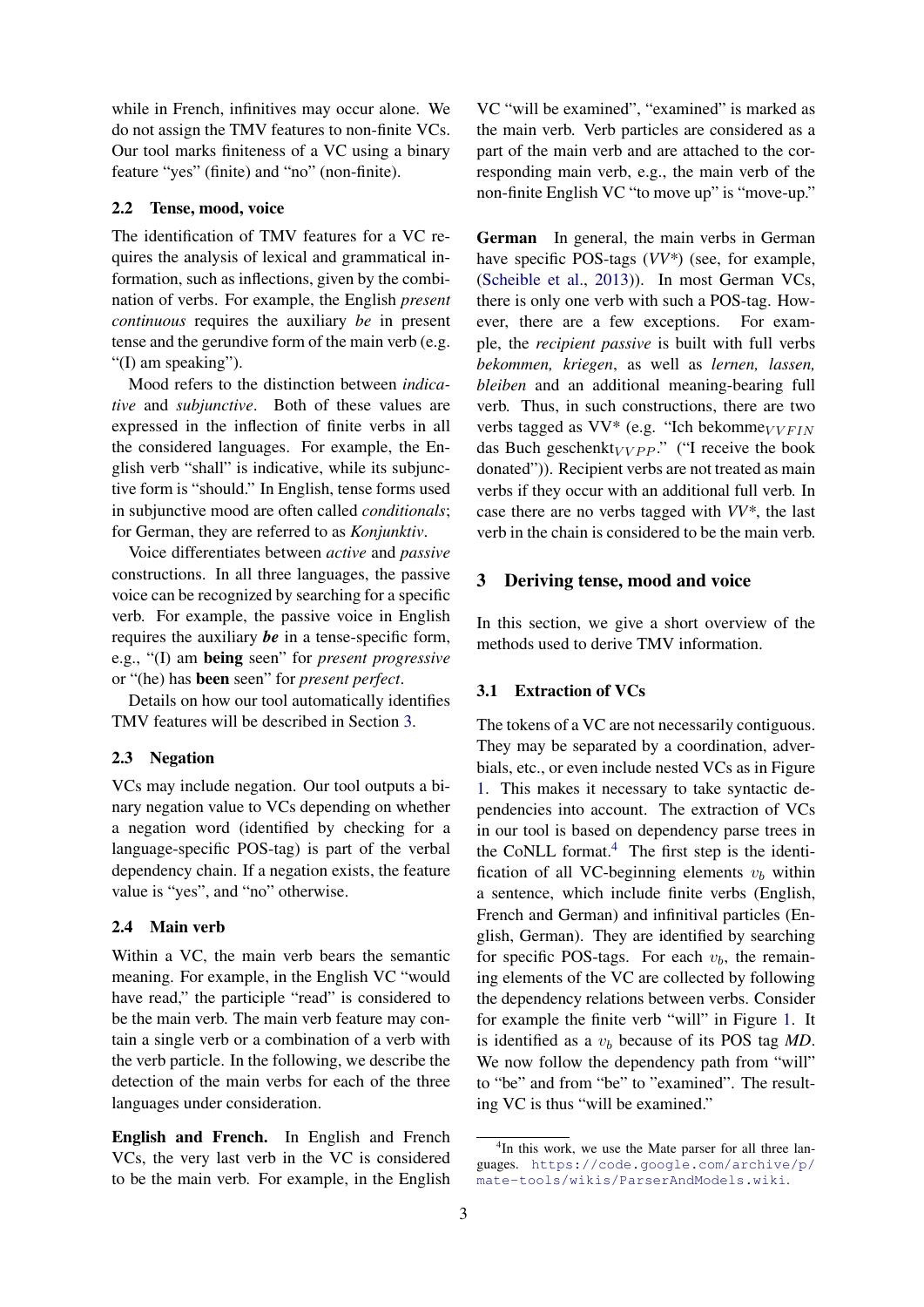while in French, infinitives may occur alone. We do not assign the TMV features to non-finite VCs. Our tool marks finiteness of a VC using a binary feature "yes" (finite) and "no" (non-finite).

### 2.2 Tense, mood, voice

The identification of TMV features for a VC requires the analysis of lexical and grammatical information, such as inflections, given by the combination of verbs. For example, the English *present continuous* requires the auxiliary *be* in present tense and the gerundive form of the main verb (e.g. "(I) am speaking").

Mood refers to the distinction between *indicative* and *subjunctive*. Both of these values are expressed in the inflection of finite verbs in all the considered languages. For example, the English verb "shall" is indicative, while its subjunctive form is "should." In English, tense forms used in subjunctive mood are often called *conditionals*; for German, they are referred to as *Konjunktiv*.

Voice differentiates between *active* and *passive* constructions. In all three languages, the passive voice can be recognized by searching for a specific verb. For example, the passive voice in English requires the auxiliary ***be*** in a tense-specific form, e.g., "(I) am **being** seen" for *present progressive* or "(he) has **been** seen" for *present perfect*.

Details on how our tool automatically identifies TMV features will be described in Section 3.

### 2.3 Negation

VCs may include negation. Our tool outputs a binary negation value to VCs depending on whether a negation word (identified by checking for a language-specific POS-tag) is part of the verbal dependency chain. If a negation exists, the feature value is "yes", and "no" otherwise.

### 2.4 Main verb

Within a VC, the main verb bears the semantic meaning. For example, in the English VC "would have read," the participle "read" is considered to be the main verb. The main verb feature may contain a single verb or a combination of a verb with the verb particle. In the following, we describe the detection of the main verbs for each of the three languages under consideration.

**English and French.** In English and French VCs, the very last verb in the VC is considered to be the main verb. For example, in the English VC "will be examined", "examined" is marked as the main verb. Verb particles are considered as a part of the main verb and are attached to the corresponding main verb, e.g., the main verb of the non-finite English VC "to move up" is "move-up."

**German** In general, the main verbs in German have specific POS-tags (*VV\**) (see, for example, (Scheible et al., 2013)). In most German VCs, there is only one verb with such a POS-tag. However, there are a few exceptions. For example, the *recipient passive* is built with full verbs *bekommen, kriegen*, as well as *lernen, lassen, bleiben* and an additional meaning-bearing full verb. Thus, in such constructions, there are two verbs tagged as VV\* (e.g. "Ich bekomme$_{VVFIN}$ das Buch geschenkt$_{VVPP}$." ("I receive the book donated")). Recipient verbs are not treated as main verbs if they occur with an additional full verb. In case there are no verbs tagged with *VV\**, the last verb in the chain is considered to be the main verb.

## 3 Deriving tense, mood and voice

In this section, we give a short overview of the methods used to derive TMV information.

### 3.1 Extraction of VCs

The tokens of a VC are not necessarily contiguous. They may be separated by a coordination, adverbials, etc., or even include nested VCs as in Figure 1. This makes it necessary to take syntactic dependencies into account. The extraction of VCs in our tool is based on dependency parse trees in the CoNLL format.[4] The first step is the identification of all VC-beginning elements $v_b$ within a sentence, which include finite verbs (English, French and German) and infinitival particles (English, German). They are identified by searching for specific POS-tags. For each $v_b$, the remaining elements of the VC are collected by following the dependency relations between verbs. Consider for example the finite verb "will" in Figure 1. It is identified as a $v_b$ because of its POS tag *MD*. We now follow the dependency path from "will" to "be" and from "be" to "examined". The resulting VC is thus "will be examined."

[4] In this work, we use the Mate parser for all three languages. https://code.google.com/archive/p/mate-tools/wikis/ParserAndModels.wiki.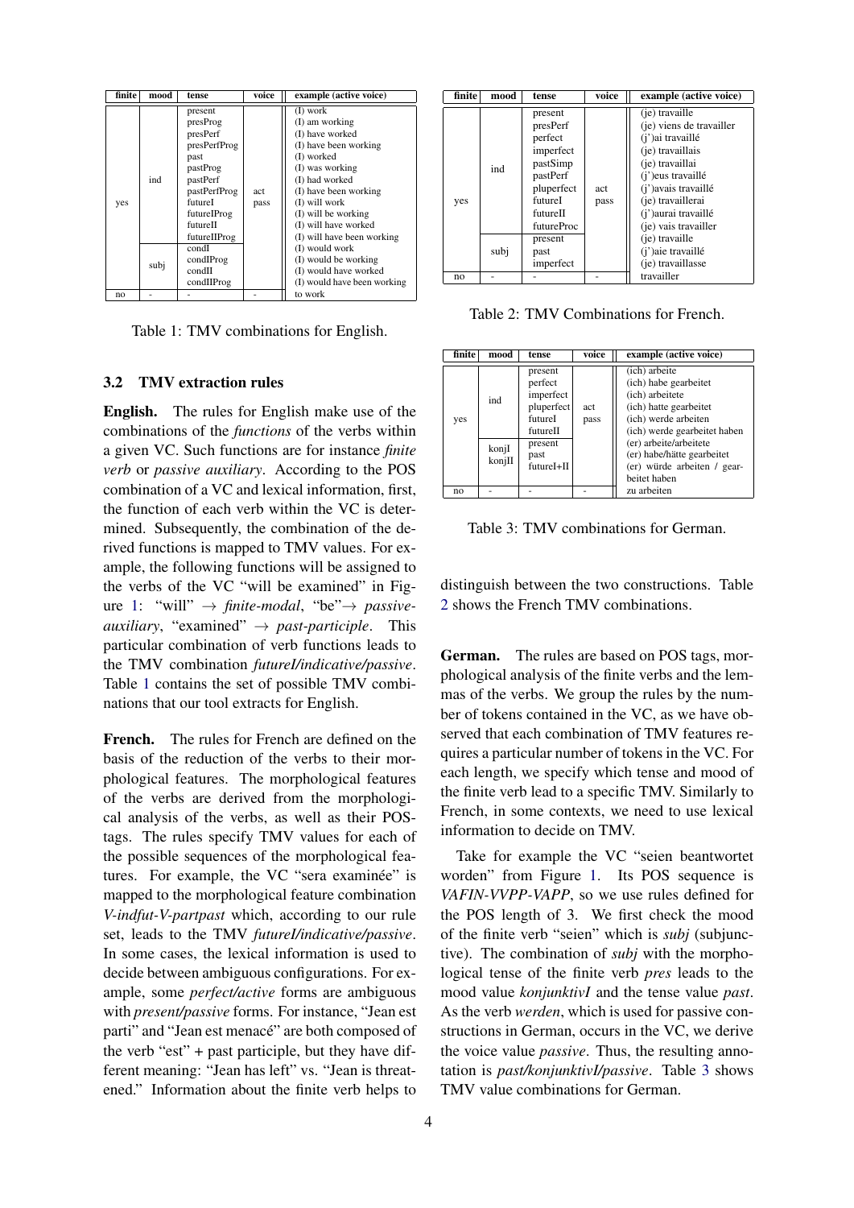| finite | mood | tense | voice | example (active voice) |
|---|---|---|---|---|
| yes | ind | present | act pass | (I) work |
| | | presProg | | (I) am working |
| | | presPerf | | (I) have worked |
| | | presPerfProg | | (I) have been working |
| | | past | | (I) worked |
| | | pastProg | | (I) was working |
| | | pastPerf | | (I) had worked |
| | | pastPerfProg | | (I) have been working |
| | | futureI | | (I) will work |
| | | futureIProg | | (I) will be working |
| | | futureII | | (I) will have worked |
| | | futureIIProg | | (I) will have been working |
| | subj | condI | | (I) would work |
| | | condIProg | | (I) would be working |
| | | condII | | (I) would have worked |
| | | condIIProg | | (I) would have been working |
| no | - | - | - | to work |

Table 1: TMV combinations for English.

### 3.2 TMV extraction rules

**English.** The rules for English make use of the combinations of the *functions* of the verbs within a given VC. Such functions are for instance *finite verb* or *passive auxiliary*. According to the POS combination of a VC and lexical information, first, the function of each verb within the VC is determined. Subsequently, the combination of the derived functions is mapped to TMV values. For example, the following functions will be assigned to the verbs of the VC "will be examined" in Figure 1: "will" → *finite-modal*, "be"→ *passive-auxiliary*, "examined" → *past-participle*. This particular combination of verb functions leads to the TMV combination *futureI/indicative/passive*. Table 1 contains the set of possible TMV combinations that our tool extracts for English.

**French.** The rules for French are defined on the basis of the reduction of the verbs to their morphological features. The morphological features of the verbs are derived from the morphological analysis of the verbs, as well as their POS-tags. The rules specify TMV values for each of the possible sequences of the morphological features. For example, the VC "sera examinée" is mapped to the morphological feature combination *V-indfut-V-partpast* which, according to our rule set, leads to the TMV *futureI/indicative/passive*. In some cases, the lexical information is used to decide between ambiguous configurations. For example, some *perfect/active* forms are ambiguous with *present/passive* forms. For instance, "Jean est parti" and "Jean est menacé" are both composed of the verb "est" + past participle, but they have different meaning: "Jean has left" vs. "Jean is threatened." Information about the finite verb helps to distinguish between the two constructions. Table 2 shows the French TMV combinations.

| finite | mood | tense | voice | example (active voice) |
|---|---|---|---|---|
| yes | ind | present | act pass | (je) travaille |
| | | presPerf | | (je) viens de travailler |
| | | perfect | | (j')ai travaillé |
| | | imperfect | | (je) travaillais |
| | | pastSimp | | (je) travaillai |
| | | pastPerf | | (j')eus travaillé |
| | | pluperfect | | (j')avais travaillé |
| | | futureI | | (je) travaillerai |
| | | futureII | | (j')aurai travaillé |
| | | futureProc | | (je) vais travailler |
| | subj | present | | (je) travaille |
| | | past | | (j')aie travaillé |
| | | imperfect | | (je) travaillasse |
| no | - | - | - | travailler |

Table 2: TMV Combinations for French.

| finite | mood | tense | voice | example (active voice) |
|---|---|---|---|---|
| yes | ind | present | act pass | (ich) arbeite |
| | | perfect | | (ich) habe gearbeitet |
| | | imperfect | | (ich) arbeitete |
| | | pluperfect | | (ich) hatte gearbeitet |
| | | futureI | | (ich) werde arbeiten |
| | | futureII | | (ich) werde gearbeitet haben |
| | konjI konjII | present | | (er) arbeite/arbeitete |
| | | past | | (er) habe/hätte gearbeitet |
| | | futureI+II | | (er) würde arbeiten / gearbeitet haben |
| no | - | - | - | zu arbeiten |

Table 3: TMV combinations for German.

**German.** The rules are based on POS tags, morphological analysis of the finite verbs and the lemmas of the verbs. We group the rules by the number of tokens contained in the VC, as we have observed that each combination of TMV features requires a particular number of tokens in the VC. For each length, we specify which tense and mood of the finite verb lead to a specific TMV. Similarly to French, in some contexts, we need to use lexical information to decide on TMV.

Take for example the VC "seien beantwortet worden" from Figure 1. Its POS sequence is *VAFIN-VVPP-VAPP*, so we use rules defined for the POS length of 3. We first check the mood of the finite verb "seien" which is *subj* (subjunctive). The combination of *subj* with the morphological tense of the finite verb *pres* leads to the mood value *konjunktivI* and the tense value *past*. As the verb *werden*, which is used for passive constructions in German, occurs in the VC, we derive the voice value *passive*. Thus, the resulting annotation is *past/konjunktivI/passive*. Table 3 shows TMV value combinations for German.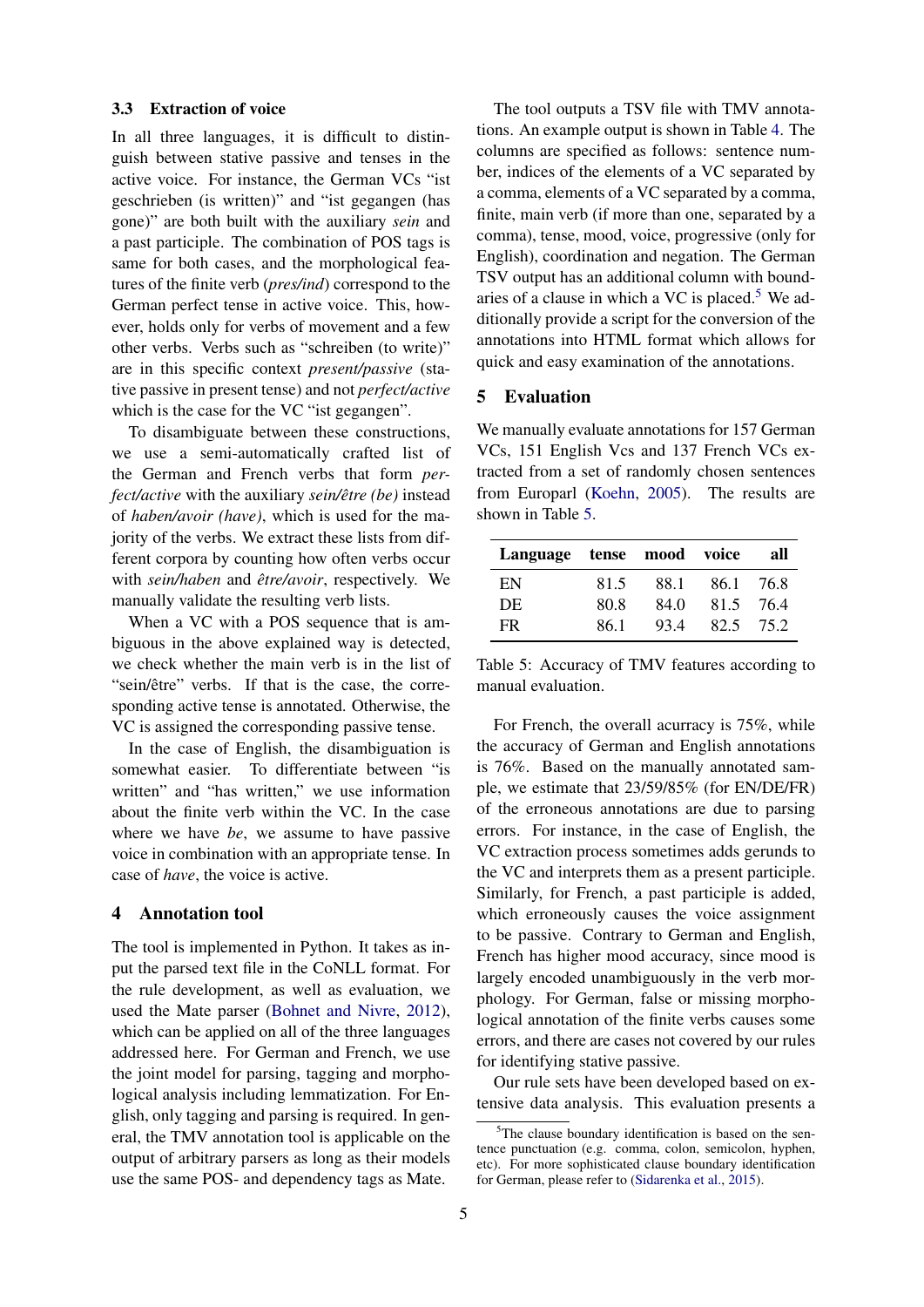### 3.3 Extraction of voice

In all three languages, it is difficult to distinguish between stative passive and tenses in the active voice. For instance, the German VCs "ist geschrieben (is written)" and "ist gegangen (has gone)" are both built with the auxiliary *sein* and a past participle. The combination of POS tags is same for both cases, and the morphological features of the finite verb (*pres/ind*) correspond to the German perfect tense in active voice. This, however, holds only for verbs of movement and a few other verbs. Verbs such as "schreiben (to write)" are in this specific context *present/passive* (stative passive in present tense) and not *perfect/active* which is the case for the VC "ist gegangen".

To disambiguate between these constructions, we use a semi-automatically crafted list of the German and French verbs that form *perfect/active* with the auxiliary *sein/être (be)* instead of *haben/avoir (have)*, which is used for the majority of the verbs. We extract these lists from different corpora by counting how often verbs occur with *sein/haben* and *être/avoir*, respectively. We manually validate the resulting verb lists.

When a VC with a POS sequence that is ambiguous in the above explained way is detected, we check whether the main verb is in the list of "sein/être" verbs. If that is the case, the corresponding active tense is annotated. Otherwise, the VC is assigned the corresponding passive tense.

In the case of English, the disambiguation is somewhat easier. To differentiate between "is written" and "has written," we use information about the finite verb within the VC. In the case where we have *be*, we assume to have passive voice in combination with an appropriate tense. In case of *have*, the voice is active.

## 4 Annotation tool

The tool is implemented in Python. It takes as input the parsed text file in the CoNLL format. For the rule development, as well as evaluation, we used the Mate parser (Bohnet and Nivre, 2012), which can be applied on all of the three languages addressed here. For German and French, we use the joint model for parsing, tagging and morphological analysis including lemmatization. For English, only tagging and parsing is required. In general, the TMV annotation tool is applicable on the output of arbitrary parsers as long as their models use the same POS- and dependency tags as Mate.

The tool outputs a TSV file with TMV annotations. An example output is shown in Table 4. The columns are specified as follows: sentence number, indices of the elements of a VC separated by a comma, elements of a VC separated by a comma, finite, main verb (if more than one, separated by a comma), tense, mood, voice, progressive (only for English), coordination and negation. The German TSV output has an additional column with boundaries of a clause in which a VC is placed.[5] We additionally provide a script for the conversion of the annotations into HTML format which allows for quick and easy examination of the annotations.

## 5 Evaluation

We manually evaluate annotations for 157 German VCs, 151 English Vcs and 137 French VCs extracted from a set of randomly chosen sentences from Europarl (Koehn, 2005). The results are shown in Table 5.

| Language | tense | mood | voice | all |
|---|---|---|---|---|
| EN | 81.5 | 88.1 | 86.1 | 76.8 |
| DE | 80.8 | 84.0 | 81.5 | 76.4 |
| FR | 86.1 | 93.4 | 82.5 | 75.2 |

Table 5: Accuracy of TMV features according to manual evaluation.

For French, the overall acurracy is 75%, while the accuracy of German and English annotations is 76%. Based on the manually annotated sample, we estimate that 23/59/85% (for EN/DE/FR) of the erroneous annotations are due to parsing errors. For instance, in the case of English, the VC extraction process sometimes adds gerunds to the VC and interprets them as a present participle. Similarly, for French, a past participle is added, which erroneously causes the voice assignment to be passive. Contrary to German and English, French has higher mood accuracy, since mood is largely encoded unambiguously in the verb morphology. For German, false or missing morphological annotation of the finite verbs causes some errors, and there are cases not covered by our rules for identifying stative passive.

Our rule sets have been developed based on extensive data analysis. This evaluation presents a

[5] The clause boundary identification is based on the sentence punctuation (e.g. comma, colon, semicolon, hyphen, etc). For more sophisticated clause boundary identification for German, please refer to (Sidarenka et al., 2015).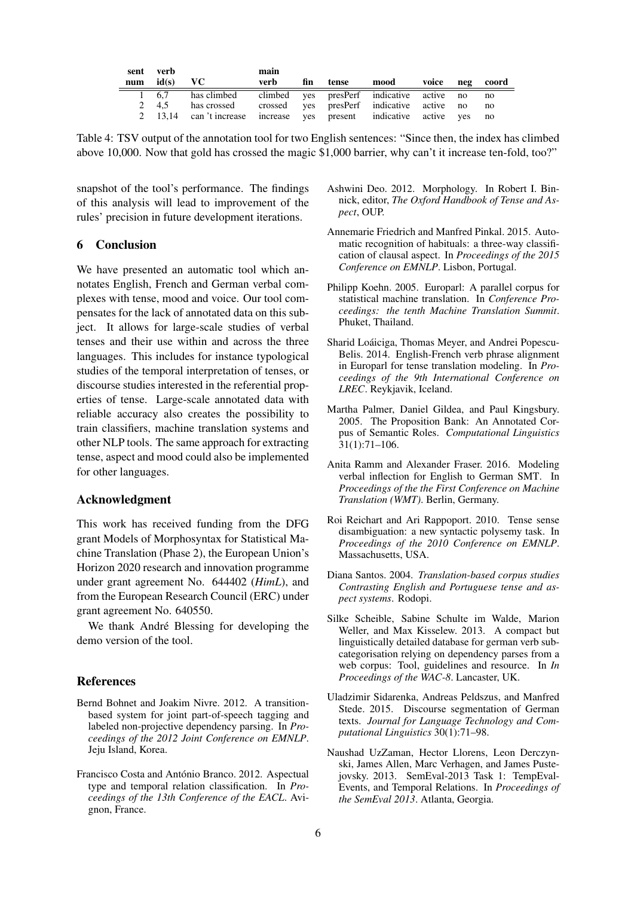| sent num | verb id(s) | VC | main verb | fin | tense | mood | voice | neg | coord |
|---|---|---|---|---|---|---|---|---|---|
| 1 | 6,7 | has climbed | climbed | yes | presPerf | indicative | active | no | no |
| 2 | 4,5 | has crossed | crossed | yes | presPerf | indicative | active | no | no |
| 2 | 13,14 | can 't increase | increase | yes | present | indicative | active | yes | no |

Table 4: TSV output of the annotation tool for two English sentences: "Since then, the index has climbed above 10,000. Now that gold has crossed the magic $1,000 barrier, why can't it increase ten-fold, too?"

snapshot of the tool's performance. The findings of this analysis will lead to improvement of the rules' precision in future development iterations.

## 6 Conclusion

We have presented an automatic tool which annotates English, French and German verbal complexes with tense, mood and voice. Our tool compensates for the lack of annotated data on this subject. It allows for large-scale studies of verbal tenses and their use within and across the three languages. This includes for instance typological studies of the temporal interpretation of tenses, or discourse studies interested in the referential properties of tense. Large-scale annotated data with reliable accuracy also creates the possibility to train classifiers, machine translation systems and other NLP tools. The same approach for extracting tense, aspect and mood could also be implemented for other languages.

## Acknowledgment

This work has received funding from the DFG grant Models of Morphosyntax for Statistical Machine Translation (Phase 2), the European Union's Horizon 2020 research and innovation programme under grant agreement No. 644402 (*HimL*), and from the European Research Council (ERC) under grant agreement No. 640550.

We thank André Blessing for developing the demo version of the tool.

## References

Bernd Bohnet and Joakim Nivre. 2012. A transition-based system for joint part-of-speech tagging and labeled non-projective dependency parsing. In *Proceedings of the 2012 Joint Conference on EMNLP*. Jeju Island, Korea.

Francisco Costa and António Branco. 2012. Aspectual type and temporal relation classification. In *Proceedings of the 13th Conference of the EACL*. Avignon, France.

Ashwini Deo. 2012. Morphology. In Robert I. Binnick, editor, *The Oxford Handbook of Tense and Aspect*, OUP.

Annemarie Friedrich and Manfred Pinkal. 2015. Automatic recognition of habituals: a three-way classification of clausal aspect. In *Proceedings of the 2015 Conference on EMNLP*. Lisbon, Portugal.

Philipp Koehn. 2005. Europarl: A parallel corpus for statistical machine translation. In *Conference Proceedings: the tenth Machine Translation Summit*. Phuket, Thailand.

Sharid Loáiciga, Thomas Meyer, and Andrei Popescu-Belis. 2014. English-French verb phrase alignment in Europarl for tense translation modeling. In *Proceedings of the 9th International Conference on LREC*. Reykjavik, Iceland.

Martha Palmer, Daniel Gildea, and Paul Kingsbury. 2005. The Proposition Bank: An Annotated Corpus of Semantic Roles. *Computational Linguistics* 31(1):71–106.

Anita Ramm and Alexander Fraser. 2016. Modeling verbal inflection for English to German SMT. In *Proceedings of the the First Conference on Machine Translation (WMT)*. Berlin, Germany.

Roi Reichart and Ari Rappoport. 2010. Tense sense disambiguation: a new syntactic polysemy task. In *Proceedings of the 2010 Conference on EMNLP*. Massachusetts, USA.

Diana Santos. 2004. *Translation-based corpus studies Contrasting English and Portuguese tense and aspect systems*. Rodopi.

Silke Scheible, Sabine Schulte im Walde, Marion Weller, and Max Kisselew. 2013. A compact but linguistically detailed database for german verb subcategorisation relying on dependency parses from a web corpus: Tool, guidelines and resource. In *In Proceedings of the WAC-8*. Lancaster, UK.

Uladzimir Sidarenka, Andreas Peldszus, and Manfred Stede. 2015. Discourse segmentation of German texts. *Journal for Language Technology and Computational Linguistics* 30(1):71–98.

Naushad UzZaman, Hector Llorens, Leon Derczynski, James Allen, Marc Verhagen, and James Pustejovsky. 2013. SemEval-2013 Task 1: TempEval-Events, and Temporal Relations. In *Proceedings of the SemEval 2013*. Atlanta, Georgia.